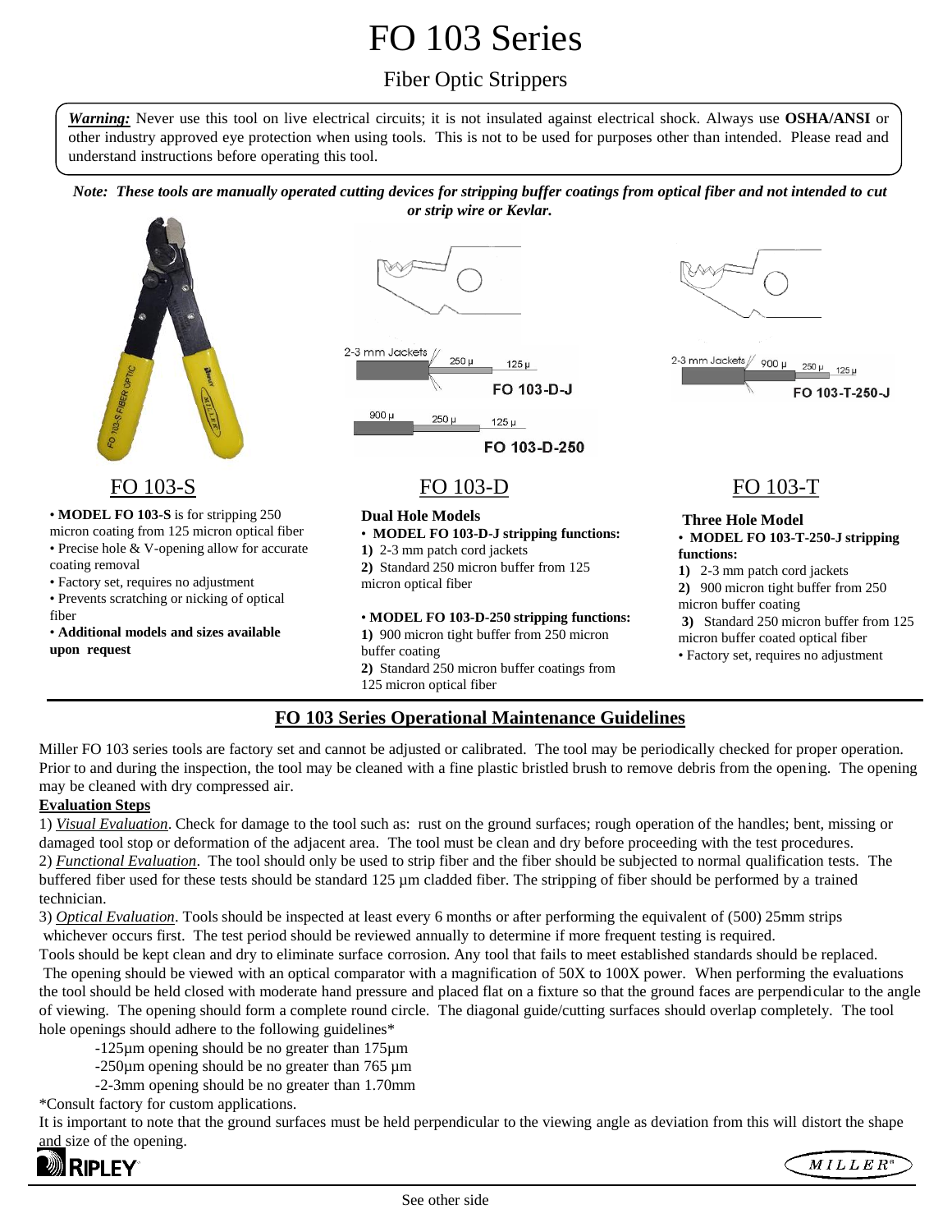# FO 103 Series

## Fiber Optic Strippers

***Warning:*** Never use this tool on live electrical circuits; it is not insulated against electrical shock. Always use **OSHA/ANSI** or other industry approved eye protection when using tools. This is not to be used for purposes other than intended. Please read and understand instructions before operating this tool.

***Note: These tools are manually operated cutting devices for stripping buffer coatings from optical fiber and not intended to cut or strip wire or Kevlar.***

### FO 103-S

- **MODEL FO 103-S** is for stripping 250 micron coating from 125 micron optical fiber
- Precise hole & V-opening allow for accurate coating removal
- Factory set, requires no adjustment
- Prevents scratching or nicking of optical fiber
- **Additional models and sizes available upon request**

### FO 103-D

**Dual Hole Models**

- **MODEL FO 103-D-J stripping functions:**

**1)** 2-3 mm patch cord jackets
**2)** Standard 250 micron buffer from 125 micron optical fiber

- **MODEL FO 103-D-250 stripping functions:**

**1)** 900 micron tight buffer from 250 micron buffer coating
**2)** Standard 250 micron buffer coatings from 125 micron optical fiber

### FO 103-T

**Three Hole Model**

- **MODEL FO 103-T-250-J stripping functions:**

**1)** 2-3 mm patch cord jackets
**2)** 900 micron tight buffer from 250 micron buffer coating
**3)** Standard 250 micron buffer from 125 micron buffer coated optical fiber

- Factory set, requires no adjustment

## FO 103 Series Operational Maintenance Guidelines

Miller FO 103 series tools are factory set and cannot be adjusted or calibrated. The tool may be periodically checked for proper operation. Prior to and during the inspection, the tool may be cleaned with a fine plastic bristled brush to remove debris from the opening. The opening may be cleaned with dry compressed air.

**Evaluation Steps**

1) *Visual Evaluation*. Check for damage to the tool such as: rust on the ground surfaces; rough operation of the handles; bent, missing or damaged tool stop or deformation of the adjacent area. The tool must be clean and dry before proceeding with the test procedures.
2) *Functional Evaluation*. The tool should only be used to strip fiber and the fiber should be subjected to normal qualification tests. The buffered fiber used for these tests should be standard 125 µm cladded fiber. The stripping of fiber should be performed by a trained technician.
3) *Optical Evaluation*. Tools should be inspected at least every 6 months or after performing the equivalent of (500) 25mm strips whichever occurs first. The test period should be reviewed annually to determine if more frequent testing is required.

Tools should be kept clean and dry to eliminate surface corrosion. Any tool that fails to meet established standards should be replaced. The opening should be viewed with an optical comparator with a magnification of 50X to 100X power. When performing the evaluations the tool should be held closed with moderate hand pressure and placed flat on a fixture so that the ground faces are perpendicular to the angle of viewing. The opening should form a complete round circle. The diagonal guide/cutting surfaces should overlap completely. The tool hole openings should adhere to the following guidelines*

-125µm opening should be no greater than 175µm
-250µm opening should be no greater than 765 µm
-2-3mm opening should be no greater than 1.70mm

*Consult factory for custom applications.

It is important to note that the ground surfaces must be held perpendicular to the viewing angle as deviation from this will distort the shape and size of the opening.

See other side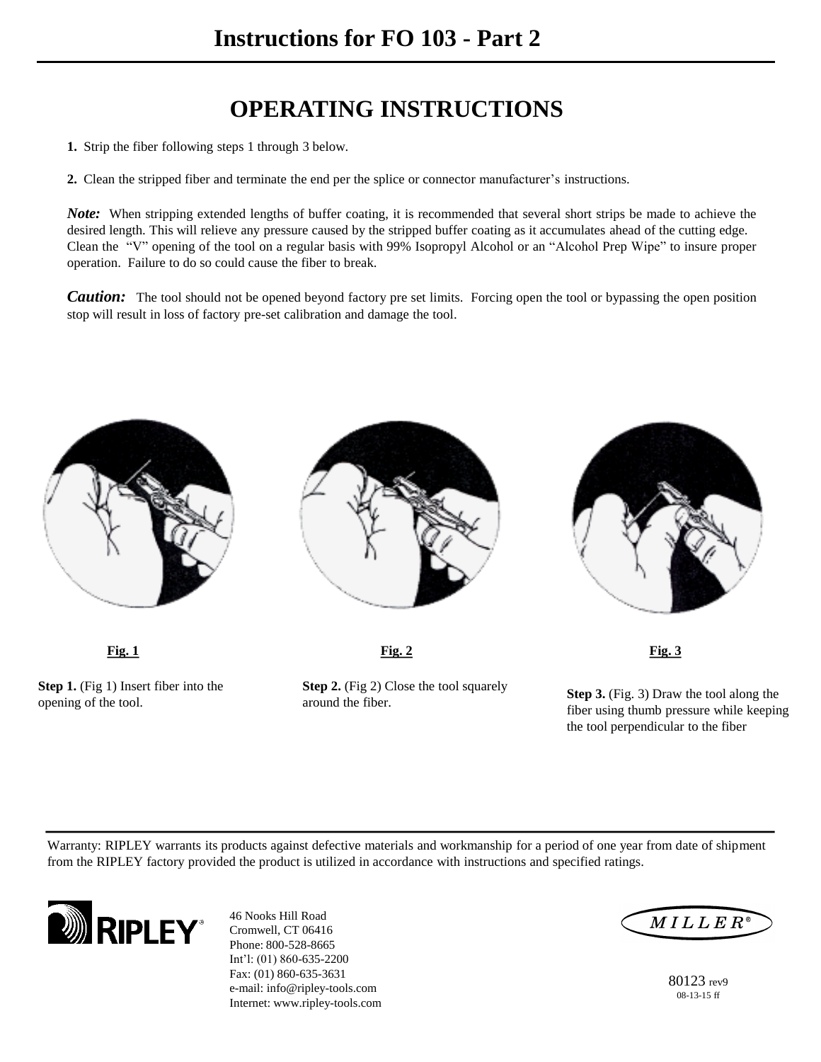# Instructions for FO 103 - Part 2

## OPERATING INSTRUCTIONS

**1.** Strip the fiber following steps 1 through 3 below.

**2.** Clean the stripped fiber and terminate the end per the splice or connector manufacturer's instructions.

***Note:*** When stripping extended lengths of buffer coating, it is recommended that several short strips be made to achieve the desired length. This will relieve any pressure caused by the stripped buffer coating as it accumulates ahead of the cutting edge. Clean the "V" opening of the tool on a regular basis with 99% Isopropyl Alcohol or an "Alcohol Prep Wipe" to insure proper operation. Failure to do so could cause the fiber to break.

***Caution:*** The tool should not be opened beyond factory pre set limits. Forcing open the tool or bypassing the open position stop will result in loss of factory pre-set calibration and damage the tool.

**Fig. 1**

**Step 1.** (Fig 1) Insert fiber into the opening of the tool.

**Fig. 2**

**Step 2.** (Fig 2) Close the tool squarely around the fiber.

**Fig. 3**

**Step 3.** (Fig. 3) Draw the tool along the fiber using thumb pressure while keeping the tool perpendicular to the fiber

---

Warranty: RIPLEY warrants its products against defective materials and workmanship for a period of one year from date of shipment from the RIPLEY factory provided the product is utilized in accordance with instructions and specified ratings.

RIPLEY®

46 Nooks Hill Road
Cromwell, CT 06416
Phone: 800-528-8665
Int'l: (01) 860-635-2200
Fax: (01) 860-635-3631
e-mail: info@ripley-tools.com
Internet: www.ripley-tools.com

MILLER®

80123 rev9
08-13-15 ff